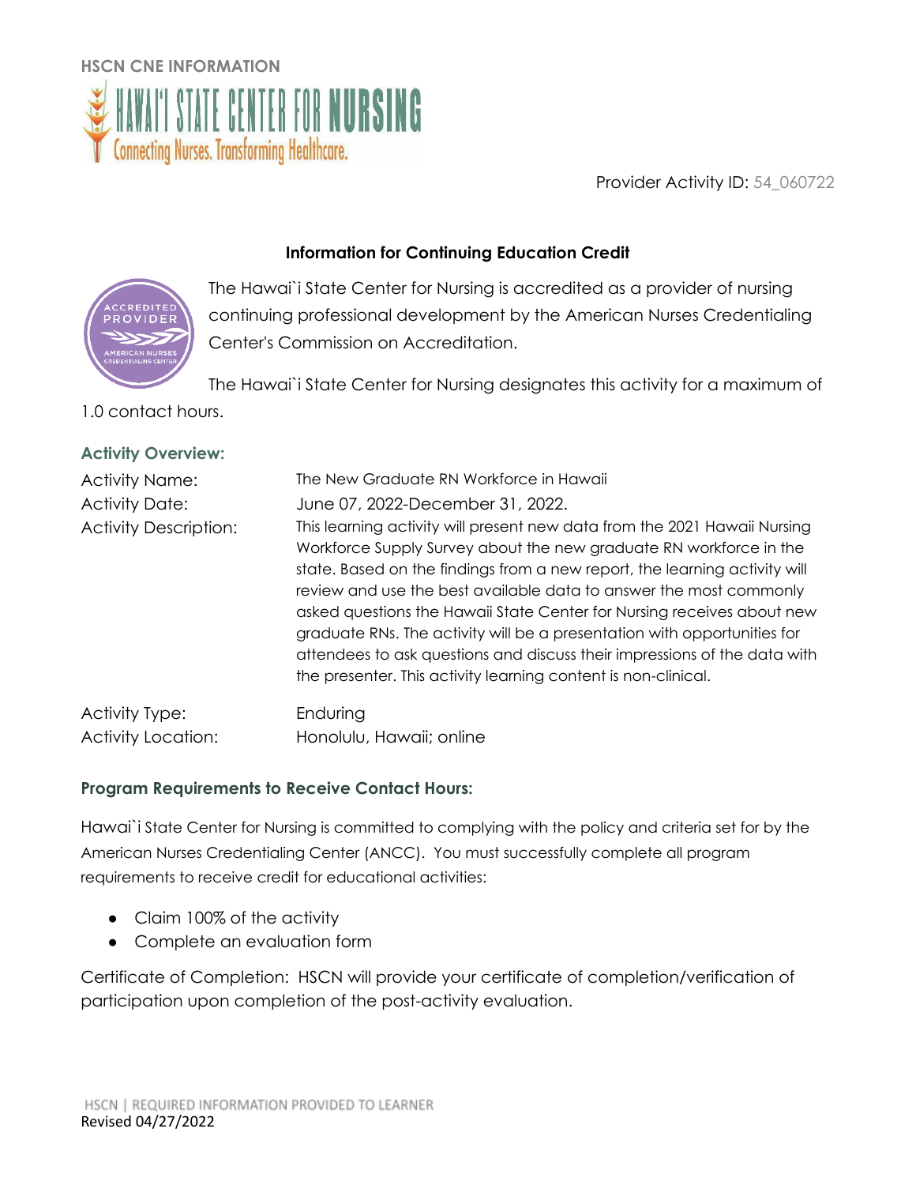HSCN CNE INFORMATION

Provider Activity ID: 54_060722

## Information for Continuing Education Credit

The Hawai`i State Center for Nursing is accredited as a provider of nursing continuing professional development by the American Nurses Credentialing Center's Commission on Accreditation.

The Hawai`i State Center for Nursing designates this activity for a maximum of 1.0 contact hours.

### Activity Overview:

| | |
|---|---|
| Activity Name: | The New Graduate RN Workforce in Hawaii |
| Activity Date: | June 07, 2022-December 31, 2022. |
| Activity Description: | This learning activity will present new data from the 2021 Hawaii Nursing Workforce Supply Survey about the new graduate RN workforce in the state. Based on the findings from a new report, the learning activity will review and use the best available data to answer the most commonly asked questions the Hawaii State Center for Nursing receives about new graduate RNs. The activity will be a presentation with opportunities for attendees to ask questions and discuss their impressions of the data with the presenter. This activity learning content is non-clinical. |
| Activity Type: | Enduring |
| Activity Location: | Honolulu, Hawaii; online |

### Program Requirements to Receive Contact Hours:

Hawai`i State Center for Nursing is committed to complying with the policy and criteria set for by the American Nurses Credentialing Center (ANCC). You must successfully complete all program requirements to receive credit for educational activities:

- Claim 100% of the activity
- Complete an evaluation form

Certificate of Completion: HSCN will provide your certificate of completion/verification of participation upon completion of the post-activity evaluation.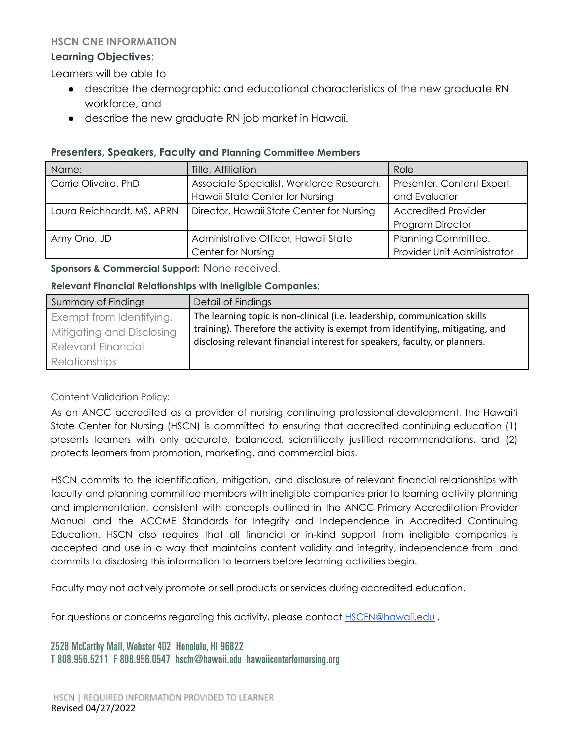## HSCN CNE INFORMATION

### Learning Objectives:

Learners will be able to

- describe the demographic and educational characteristics of the new graduate RN workforce, and
- describe the new graduate RN job market in Hawaii.

### Presenters, Speakers, Faculty and Planning Committee Members

| Name: | Title, Affiliation | Role |
|---|---|---|
| Carrie Oliveira, PhD | Associate Specialist, Workforce Research, Hawaii State Center for Nursing | Presenter, Content Expert, and Evaluator |
| Laura Reichhardt, MS, APRN | Director, Hawaii State Center for Nursing | Accredited Provider Program Director |
| Amy Ono, JD | Administrative Officer, Hawaii State Center for Nursing | Planning Committee. Provider Unit Administrator |

**Sponsors & Commercial Support:** None received.

**Relevant Financial Relationships with Ineligible Companies**:

| Summary of Findings | Detail of Findings |
|---|---|
| Exempt from Identifying, Mitigating and Disclosing Relevant Financial Relationships | The learning topic is non-clinical (i.e. leadership, communication skills training). Therefore the activity is exempt from identifying, mitigating, and disclosing relevant financial interest for speakers, faculty, or planners. |

Content Validation Policy:

As an ANCC accredited as a provider of nursing continuing professional development, the Hawaiʻi State Center for Nursing (HSCN) is committed to ensuring that accredited continuing education (1) presents learners with only accurate, balanced, scientifically justified recommendations, and (2) protects learners from promotion, marketing, and commercial bias.

HSCN commits to the identification, mitigation, and disclosure of relevant financial relationships with faculty and planning committee members with ineligible companies prior to learning activity planning and implementation, consistent with concepts outlined in the ANCC Primary Accreditation Provider Manual and the ACCME Standards for Integrity and Independence in Accredited Continuing Education. HSCN also requires that all financial or in-kind support from ineligible companies is accepted and use in a way that maintains content validity and integrity, independence from and commits to disclosing this information to learners before learning activities begin.

Faculty may not actively promote or sell products or services during accredited education.

For questions or concerns regarding this activity, please contact HSCFN@hawaii.edu .

2528 McCarthy Mall, Webster 402 Honolulu, HI 96822
T 808.956.5211 F 808.956.0547 hscfn@hawaii.edu hawaiicenterfornursing.org

HSCN | REQUIRED INFORMATION PROVIDED TO LEARNER
Revised 04/27/2022